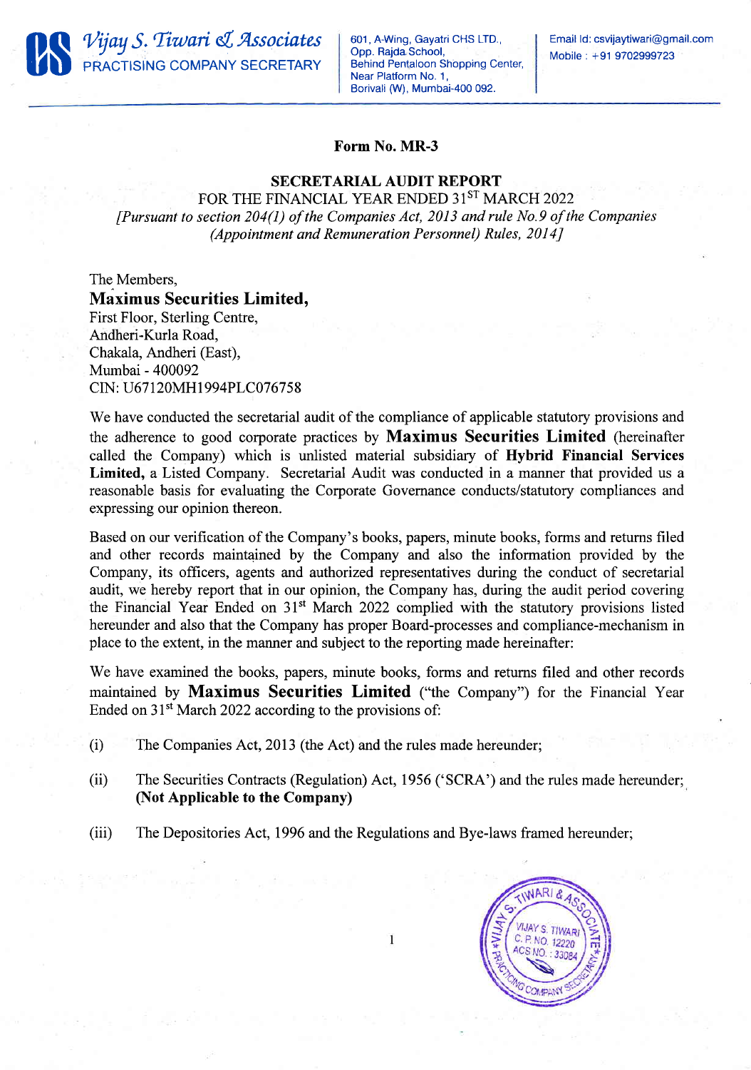Vijay S. Tiwari & Associates
PRACTISING COMPANY SECRETARY

601, A-Wing, Gayatri CHS LTD., Opp. Rajda School, Behind Pentaloon Shopping Center, Near Platform No. 1, Borivali (W), Mumbai-400 092.

Email Id: csvijaytiwari@gmail.com
Mobile : +91 9702999723

**Form No. MR-3**

**SECRETARIAL AUDIT REPORT**

FOR THE FINANCIAL YEAR ENDED 31ST MARCH 2022

*[Pursuant to section 204(1) of the Companies Act, 2013 and rule No.9 of the Companies (Appointment and Remuneration Personnel) Rules, 2014]*

The Members,
**Maximus Securities Limited,**
First Floor, Sterling Centre,
Andheri-Kurla Road,
Chakala, Andheri (East),
Mumbai - 400092
CIN: U67120MH1994PLC076758

We have conducted the secretarial audit of the compliance of applicable statutory provisions and the adherence to good corporate practices by **Maximus Securities Limited** (hereinafter called the Company) which is unlisted material subsidiary of **Hybrid Financial Services Limited,** a Listed Company. Secretarial Audit was conducted in a manner that provided us a reasonable basis for evaluating the Corporate Governance conducts/statutory compliances and expressing our opinion thereon.

Based on our verification of the Company's books, papers, minute books, forms and returns filed and other records maintained by the Company and also the information provided by the Company, its officers, agents and authorized representatives during the conduct of secretarial audit, we hereby report that in our opinion, the Company has, during the audit period covering the Financial Year Ended on 31st March 2022 complied with the statutory provisions listed hereunder and also that the Company has proper Board-processes and compliance-mechanism in place to the extent, in the manner and subject to the reporting made hereinafter:

We have examined the books, papers, minute books, forms and returns filed and other records maintained by **Maximus Securities Limited** ("the Company") for the Financial Year Ended on 31st March 2022 according to the provisions of:

(i) The Companies Act, 2013 (the Act) and the rules made hereunder;

(ii) The Securities Contracts (Regulation) Act, 1956 ('SCRA') and the rules made hereunder; **(Not Applicable to the Company)**

(iii) The Depositories Act, 1996 and the Regulations and Bye-laws framed hereunder;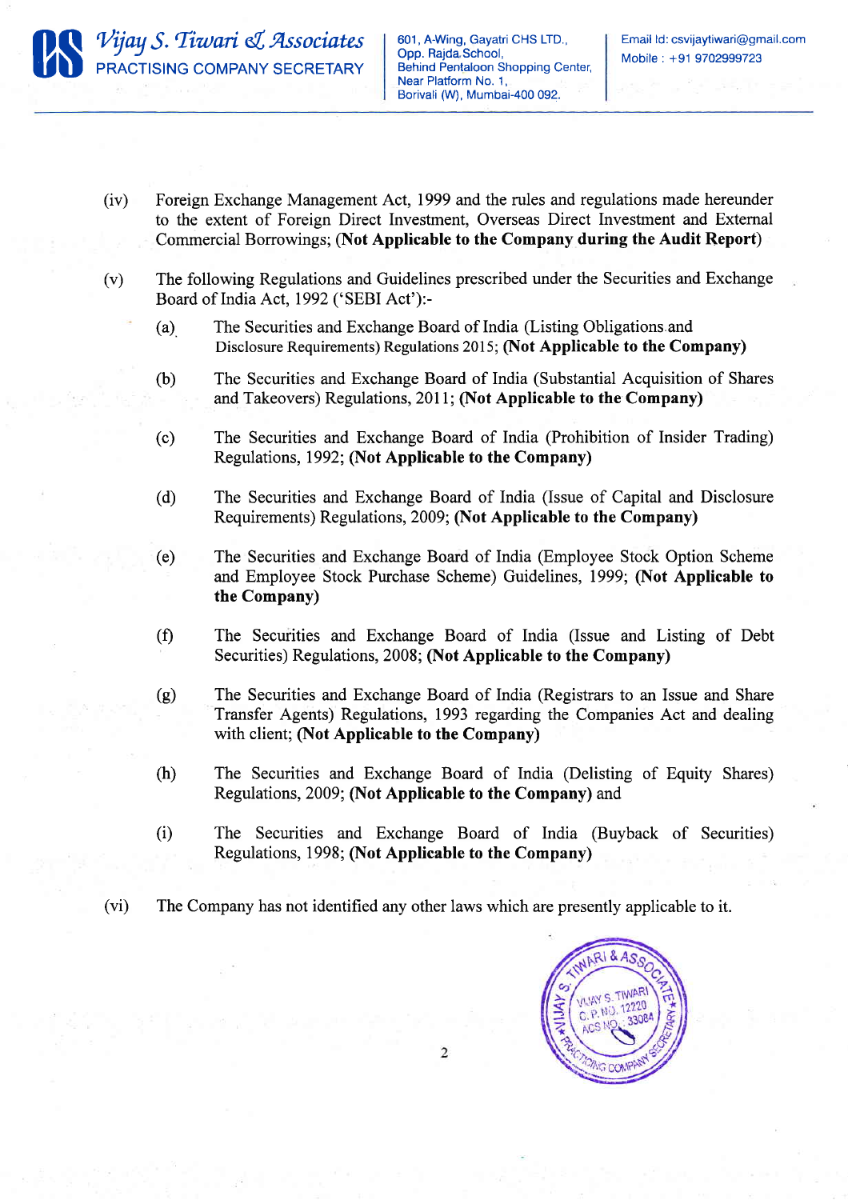(iv) Foreign Exchange Management Act, 1999 and the rules and regulations made hereunder to the extent of Foreign Direct Investment, Overseas Direct Investment and External Commercial Borrowings; **(Not Applicable to the Company during the Audit Report)**

(v) The following Regulations and Guidelines prescribed under the Securities and Exchange Board of India Act, 1992 ('SEBI Act'):-

(a) The Securities and Exchange Board of India (Listing Obligations and Disclosure Requirements) Regulations 2015; **(Not Applicable to the Company)**

(b) The Securities and Exchange Board of India (Substantial Acquisition of Shares and Takeovers) Regulations, 2011; **(Not Applicable to the Company)**

(c) The Securities and Exchange Board of India (Prohibition of Insider Trading) Regulations, 1992; **(Not Applicable to the Company)**

(d) The Securities and Exchange Board of India (Issue of Capital and Disclosure Requirements) Regulations, 2009; **(Not Applicable to the Company)**

(e) The Securities and Exchange Board of India (Employee Stock Option Scheme and Employee Stock Purchase Scheme) Guidelines, 1999; **(Not Applicable to the Company)**

(f) The Securities and Exchange Board of India (Issue and Listing of Debt Securities) Regulations, 2008; **(Not Applicable to the Company)**

(g) The Securities and Exchange Board of India (Registrars to an Issue and Share Transfer Agents) Regulations, 1993 regarding the Companies Act and dealing with client; **(Not Applicable to the Company)**

(h) The Securities and Exchange Board of India (Delisting of Equity Shares) Regulations, 2009; **(Not Applicable to the Company)** and

(i) The Securities and Exchange Board of India (Buyback of Securities) Regulations, 1998; **(Not Applicable to the Company)**

(vi) The Company has not identified any other laws which are presently applicable to it.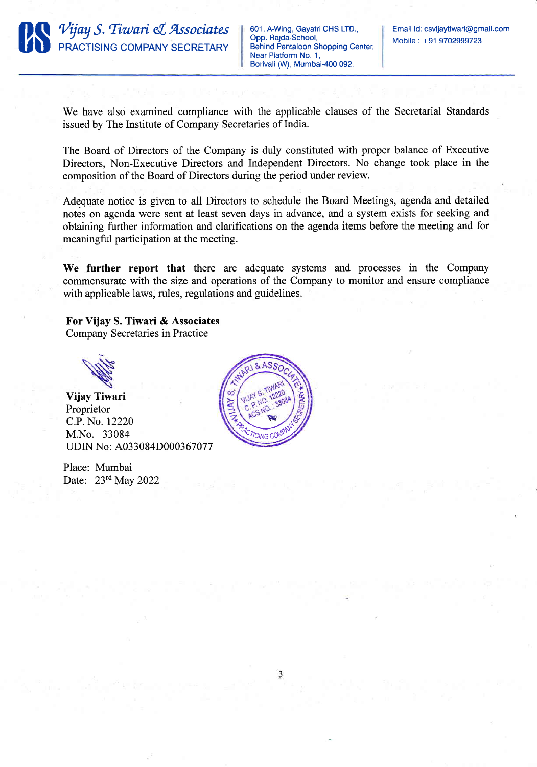We have also examined compliance with the applicable clauses of the Secretarial Standards issued by The Institute of Company Secretaries of India.

The Board of Directors of the Company is duly constituted with proper balance of Executive Directors, Non-Executive Directors and Independent Directors. No change took place in the composition of the Board of Directors during the period under review.

Adequate notice is given to all Directors to schedule the Board Meetings, agenda and detailed notes on agenda were sent at least seven days in advance, and a system exists for seeking and obtaining further information and clarifications on the agenda items before the meeting and for meaningful participation at the meeting.

**We further report that** there are adequate systems and processes in the Company commensurate with the size and operations of the Company to monitor and ensure compliance with applicable laws, rules, regulations and guidelines.

**For Vijay S. Tiwari & Associates**
Company Secretaries in Practice

**Vijay Tiwari**
Proprietor
C.P. No. 12220
M.No. 33084
UDIN No: A033084D000367077

Place: Mumbai
Date: 23rd May 2022